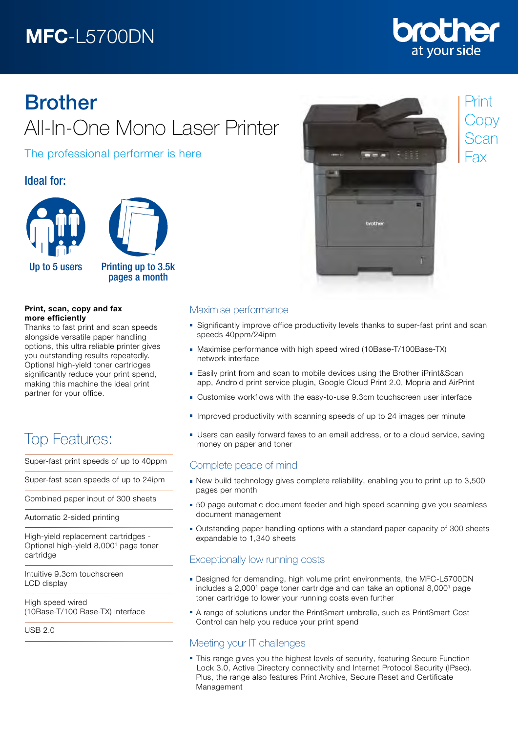# MFC-L5700DN

brother
at your side

# Brother
## All-In-One Mono Laser Printer

The professional performer is here

Print
Copy
Scan
Fax

### Ideal for:

Up to 5 users

Printing up to 3.5k pages a month

**Print, scan, copy and fax more efficiently**
Thanks to fast print and scan speeds alongside versatile paper handling options, this ultra reliable printer gives you outstanding results repeatedly. Optional high-yield toner cartridges significantly reduce your print spend, making this machine the ideal print partner for your office.

## Top Features:

- Super-fast print speeds of up to 40ppm
- Super-fast scan speeds of up to 24ipm
- Combined paper input of 300 sheets
- Automatic 2-sided printing
- High-yield replacement cartridges - Optional high-yield 8,000[1] page toner cartridge
- Intuitive 9.3cm touchscreen LCD display
- High speed wired (10Base-T/100 Base-TX) interface
- USB 2.0

### Maximise performance

- Significantly improve office productivity levels thanks to super-fast print and scan speeds 40ppm/24ipm
- Maximise performance with high speed wired (10Base-T/100Base-TX) network interface
- Easily print from and scan to mobile devices using the Brother iPrint&Scan app, Android print service plugin, Google Cloud Print 2.0, Mopria and AirPrint
- Customise workflows with the easy-to-use 9.3cm touchscreen user interface
- Improved productivity with scanning speeds of up to 24 images per minute
- Users can easily forward faxes to an email address, or to a cloud service, saving money on paper and toner

### Complete peace of mind

- New build technology gives complete reliability, enabling you to print up to 3,500 pages per month
- 50 page automatic document feeder and high speed scanning give you seamless document management
- Outstanding paper handling options with a standard paper capacity of 300 sheets expandable to 1,340 sheets

### Exceptionally low running costs

- Designed for demanding, high volume print environments, the MFC-L5700DN includes a 2,000[1] page toner cartridge and can take an optional 8,000[1] page toner cartridge to lower your running costs even further
- A range of solutions under the PrintSmart umbrella, such as PrintSmart Cost Control can help you reduce your print spend

### Meeting your IT challenges

- This range gives you the highest levels of security, featuring Secure Function Lock 3.0, Active Directory connectivity and Internet Protocol Security (IPsec). Plus, the range also features Print Archive, Secure Reset and Certificate Management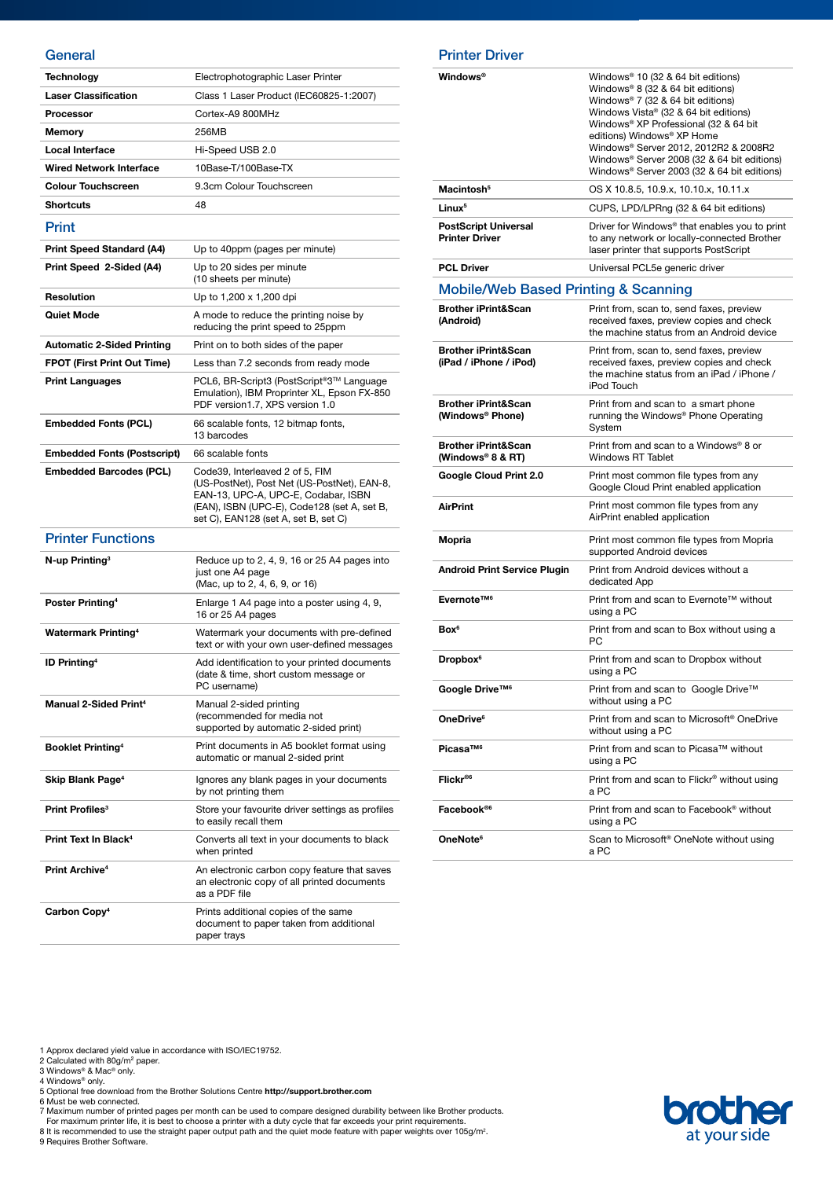## General

| | |
|---|---|
| **Technology** | Electrophotographic Laser Printer |
| **Laser Classification** | Class 1 Laser Product (IEC60825-1:2007) |
| **Processor** | Cortex-A9 800MHz |
| **Memory** | 256MB |
| **Local Interface** | Hi-Speed USB 2.0 |
| **Wired Network Interface** | 10Base-T/100Base-TX |
| **Colour Touchscreen** | 9.3cm Colour Touchscreen |
| **Shortcuts** | 48 |

## Print

| | |
|---|---|
| **Print Speed Standard (A4)** | Up to 40ppm (pages per minute) |
| **Print Speed 2-Sided (A4)** | Up to 20 sides per minute (10 sheets per minute) |
| **Resolution** | Up to 1,200 x 1,200 dpi |
| **Quiet Mode** | A mode to reduce the printing noise by reducing the print speed to 25ppm |
| **Automatic 2-Sided Printing** | Print on to both sides of the paper |
| **FPOT (First Print Out Time)** | Less than 7.2 seconds from ready mode |
| **Print Languages** | PCL6, BR-Script3 (PostScript®3™ Language Emulation), IBM Proprinter XL, Epson FX-850 PDF version1.7, XPS version 1.0 |
| **Embedded Fonts (PCL)** | 66 scalable fonts, 12 bitmap fonts, 13 barcodes |
| **Embedded Fonts (Postscript)** | 66 scalable fonts |
| **Embedded Barcodes (PCL)** | Code39, Interleaved 2 of 5, FIM (US-PostNet), Post Net (US-PostNet), EAN-8, EAN-13, UPC-A, UPC-E, Codabar, ISBN (EAN), ISBN (UPC-E), Code128 (set A, set B, set C), EAN128 (set A, set B, set C) |

## Printer Functions

| | |
|---|---|
| **N-up Printing**[3] | Reduce up to 2, 4, 9, 16 or 25 A4 pages into just one A4 page (Mac, up to 2, 4, 6, 9, or 16) |
| **Poster Printing**[4] | Enlarge 1 A4 page into a poster using 4, 9, 16 or 25 A4 pages |
| **Watermark Printing**[4] | Watermark your documents with pre-defined text or with your own user-defined messages |
| **ID Printing**[4] | Add identification to your printed documents (date & time, short custom message or PC username) |
| **Manual 2-Sided Print**[4] | Manual 2-sided printing (recommended for media not supported by automatic 2-sided print) |
| **Booklet Printing**[4] | Print documents in A5 booklet format using automatic or manual 2-sided print |
| **Skip Blank Page**[4] | Ignores any blank pages in your documents by not printing them |
| **Print Profiles**[3] | Store your favourite driver settings as profiles to easily recall them |
| **Print Text In Black**[4] | Converts all text in your documents to black when printed |
| **Print Archive**[4] | An electronic carbon copy feature that saves an electronic copy of all printed documents as a PDF file |
| **Carbon Copy**[4] | Prints additional copies of the same document to paper taken from additional paper trays |

## Printer Driver

| | |
|---|---|
| **Windows®** | Windows® 10 (32 & 64 bit editions) Windows® 8 (32 & 64 bit editions) Windows® 7 (32 & 64 bit editions) Windows Vista® (32 & 64 bit editions) Windows® XP Professional (32 & 64 bit editions) Windows® XP Home Windows® Server 2012, 2012R2 & 2008R2 Windows® Server 2008 (32 & 64 bit editions) Windows® Server 2003 (32 & 64 bit editions) |
| **Macintosh**[5] | OS X 10.8.5, 10.9.x, 10.10.x, 10.11.x |
| **Linux**[5] | CUPS, LPD/LPRng (32 & 64 bit editions) |
| **PostScript Universal Printer Driver** | Driver for Windows® that enables you to print to any network or locally-connected Brother laser printer that supports PostScript |
| **PCL Driver** | Universal PCL5e generic driver |

## Mobile/Web Based Printing & Scanning

| | |
|---|---|
| **Brother iPrint&Scan (Android)** | Print from, scan to, send faxes, preview received faxes, preview copies and check the machine status from an Android device |
| **Brother iPrint&Scan (iPad / iPhone / iPod)** | Print from, scan to, send faxes, preview received faxes, preview copies and check the machine status from an iPad / iPhone / iPod Touch |
| **Brother iPrint&Scan (Windows® Phone)** | Print from and scan to a smart phone running the Windows® Phone Operating System |
| **Brother iPrint&Scan (Windows® 8 & RT)** | Print from and scan to a Windows® 8 or Windows RT Tablet |
| **Google Cloud Print 2.0** | Print most common file types from any Google Cloud Print enabled application |
| **AirPrint** | Print most common file types from any AirPrint enabled application |
| **Mopria** | Print most common file types from Mopria supported Android devices |
| **Android Print Service Plugin** | Print from Android devices without a dedicated App |
| **Evernote™**[6] | Print from and scan to Evernote™ without using a PC |
| **Box**[6] | Print from and scan to Box without using a PC |
| **Dropbox**[6] | Print from and scan to Dropbox without using a PC |
| **Google Drive™**[6] | Print from and scan to Google Drive™ without using a PC |
| **OneDrive**[6] | Print from and scan to Microsoft® OneDrive without using a PC |
| **Picasa™**[6] | Print from and scan to Picasa™ without using a PC |
| **Flickr®**[6] | Print from and scan to Flickr® without using a PC |
| **Facebook®**[6] | Print from and scan to Facebook® without using a PC |
| **OneNote**[6] | Scan to Microsoft® OneNote without using a PC |

1 Approx declared yield value in accordance with ISO/IEC19752.
2 Calculated with 80g/m² paper.
3 Windows® & Mac® only.
4 Windows® only.
5 Optional free download from the Brother Solutions Centre **http://support.brother.com**
6 Must be web connected.
7 Maximum number of printed pages per month can be used to compare designed durability between like Brother products. For maximum printer life, it is best to choose a printer with a duty cycle that far exceeds your print requirements.
8 It is recommended to use the straight paper output path and the quiet mode feature with paper weights over 105g/m².
9 Requires Brother Software.

brother at your side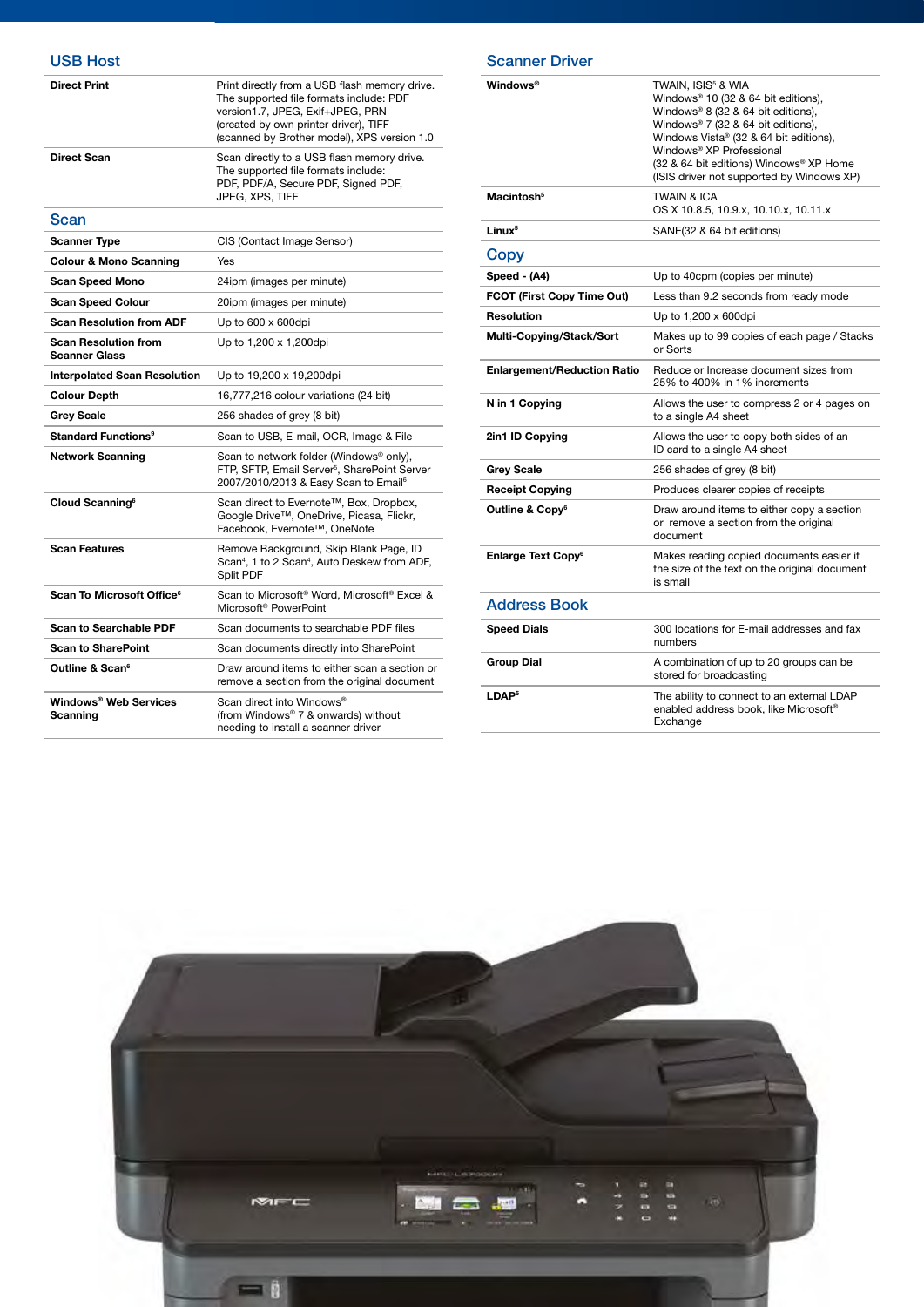## USB Host

| | |
|---|---|
| **Direct Print** | Print directly from a USB flash memory drive. The supported file formats include: PDF version1.7, JPEG, Exif+JPEG, PRN (created by own printer driver), TIFF (scanned by Brother model), XPS version 1.0 |
| **Direct Scan** | Scan directly to a USB flash memory drive. The supported file formats include: PDF, PDF/A, Secure PDF, Signed PDF, JPEG, XPS, TIFF |

## Scan

| | |
|---|---|
| **Scanner Type** | CIS (Contact Image Sensor) |
| **Colour & Mono Scanning** | Yes |
| **Scan Speed Mono** | 24ipm (images per minute) |
| **Scan Speed Colour** | 20ipm (images per minute) |
| **Scan Resolution from ADF** | Up to 600 x 600dpi |
| **Scan Resolution from Scanner Glass** | Up to 1,200 x 1,200dpi |
| **Interpolated Scan Resolution** | Up to 19,200 x 19,200dpi |
| **Colour Depth** | 16,777,216 colour variations (24 bit) |
| **Grey Scale** | 256 shades of grey (8 bit) |
| **Standard Functions**[9] | Scan to USB, E-mail, OCR, Image & File |
| **Network Scanning** | Scan to network folder (Windows® only), FTP, SFTP, Email Server[5], SharePoint Server 2007/2010/2013 & Easy Scan to Email[6] |
| **Cloud Scanning**[6] | Scan direct to Evernote™, Box, Dropbox, Google Drive™, OneDrive, Picasa, Flickr, Facebook, Evernote™, OneNote |
| **Scan Features** | Remove Background, Skip Blank Page, ID Scan[4], 1 to 2 Scan[4], Auto Deskew from ADF, Split PDF |
| **Scan To Microsoft Office**[6] | Scan to Microsoft® Word, Microsoft® Excel & Microsoft® PowerPoint |
| **Scan to Searchable PDF** | Scan documents to searchable PDF files |
| **Scan to SharePoint** | Scan documents directly into SharePoint |
| **Outline & Scan**[6] | Draw around items to either scan a section or remove a section from the original document |
| **Windows® Web Services Scanning** | Scan direct into Windows® (from Windows® 7 & onwards) without needing to install a scanner driver |

## Scanner Driver

| | |
|---|---|
| **Windows®** | TWAIN, ISIS[5] & WIA Windows® 10 (32 & 64 bit editions), Windows® 8 (32 & 64 bit editions), Windows® 7 (32 & 64 bit editions), Windows Vista® (32 & 64 bit editions), Windows® XP Professional (32 & 64 bit editions) Windows® XP Home (ISIS driver not supported by Windows XP) |
| **Macintosh**[5] | TWAIN & ICA OS X 10.8.5, 10.9.x, 10.10.x, 10.11.x |
| **Linux**[5] | SANE(32 & 64 bit editions) |

## Copy

| | |
|---|---|
| **Speed - (A4)** | Up to 40cpm (copies per minute) |
| **FCOT (First Copy Time Out)** | Less than 9.2 seconds from ready mode |
| **Resolution** | Up to 1,200 x 600dpi |
| **Multi-Copying/Stack/Sort** | Makes up to 99 copies of each page / Stacks or Sorts |
| **Enlargement/Reduction Ratio** | Reduce or Increase document sizes from 25% to 400% in 1% increments |
| **N in 1 Copying** | Allows the user to compress 2 or 4 pages on to a single A4 sheet |
| **2in1 ID Copying** | Allows the user to copy both sides of an ID card to a single A4 sheet |
| **Grey Scale** | 256 shades of grey (8 bit) |
| **Receipt Copying** | Produces clearer copies of receipts |
| **Outline & Copy**[6] | Draw around items to either copy a section or remove a section from the original document |
| **Enlarge Text Copy**[6] | Makes reading copied documents easier if the size of the text on the original document is small |

## Address Book

| | |
|---|---|
| **Speed Dials** | 300 locations for E-mail addresses and fax numbers |
| **Group Dial** | A combination of up to 20 groups can be stored for broadcasting |
| **LDAP**[5] | The ability to connect to an external LDAP enabled address book, like Microsoft® Exchange |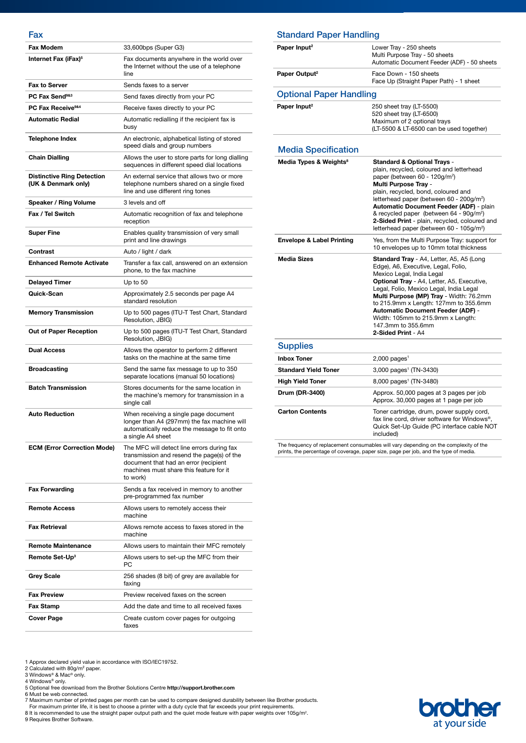## Fax

| | |
|---|---|
| **Fax Modem** | 33,600bps (Super G3) |
| **Internet Fax (iFax)**[5] | Fax documents anywhere in the world over the Internet without the use of a telephone line |
| **Fax to Server** | Sends faxes to a server |
| **PC Fax Send**[9&3] | Send faxes directly from your PC |
| **PC Fax Receive**[9&4] | Receive faxes directly to your PC |
| **Automatic Redial** | Automatic redialling if the recipient fax is busy |
| **Telephone Index** | An electronic, alphabetical listing of stored speed dials and group numbers |
| **Chain Dialling** | Allows the user to store parts for long dialling sequences in different speed dial locations |
| **Distinctive Ring Detection (UK & Denmark only)** | An external service that allows two or more telephone numbers shared on a single fixed line and use different ring tones |
| **Speaker / Ring Volume** | 3 levels and off |
| **Fax / Tel Switch** | Automatic recognition of fax and telephone reception |
| **Super Fine** | Enables quality transmission of very small print and line drawings |
| **Contrast** | Auto / light / dark |
| **Enhanced Remote Activate** | Transfer a fax call, answered on an extension phone, to the fax machine |
| **Delayed Timer** | Up to 50 |
| **Quick-Scan** | Approximately 2.5 seconds per page A4 standard resolution |
| **Memory Transmission** | Up to 500 pages (ITU-T Test Chart, Standard Resolution, JBIG) |
| **Out of Paper Reception** | Up to 500 pages (ITU-T Test Chart, Standard Resolution, JBIG) |
| **Dual Access** | Allows the operator to perform 2 different tasks on the machine at the same time |
| **Broadcasting** | Send the same fax message to up to 350 separate locations (manual 50 locations) |
| **Batch Transmission** | Stores documents for the same location in the machine's memory for transmission in a single call |
| **Auto Reduction** | When receiving a single page document longer than A4 (297mm) the fax machine will automatically reduce the message to fit onto a single A4 sheet |
| **ECM (Error Correction Mode)** | The MFC will detect line errors during fax transmission and resend the page(s) of the document that had an error (recipient machines must share this feature for it to work) |
| **Fax Forwarding** | Sends a fax received in memory to another pre-programmed fax number |
| **Remote Access** | Allows users to remotely access their machine |
| **Fax Retrieval** | Allows remote access to faxes stored in the machine |
| **Remote Maintenance** | Allows users to maintain their MFC remotely |
| **Remote Set-Up**[3] | Allows users to set-up the MFC from their PC |
| **Grey Scale** | 256 shades (8 bit) of grey are available for faxing |
| **Fax Preview** | Preview received faxes on the screen |
| **Fax Stamp** | Add the date and time to all received faxes |
| **Cover Page** | Create custom cover pages for outgoing faxes |

## Standard Paper Handling

| | |
|---|---|
| **Paper Input**[2] | Lower Tray - 250 sheets<br>Multi Purpose Tray - 50 sheets<br>Automatic Document Feeder (ADF) - 50 sheets |
| **Paper Output**[2] | Face Down - 150 sheets<br>Face Up (Straight Paper Path) - 1 sheet |

## Optional Paper Handling

| | |
|---|---|
| **Paper Input**[2] | 250 sheet tray (LT-5500)<br>520 sheet tray (LT-6500)<br>Maximum of 2 optional trays<br>(LT-5500 & LT-6500 can be used together) |

## Media Specification

| | |
|---|---|
| **Media Types & Weights**[8] | **Standard & Optional Trays** - plain, recycled, coloured and letterhead paper (between 60 - 120g/m²)<br>**Multi Purpose Tray** - plain, recycled, bond, coloured and letterhead paper (between 60 - 200g/m²)<br>**Automatic Document Feeder (ADF)** - plain & recycled paper (between 64 - 90g/m²)<br>**2-Sided Print** - plain, recycled, coloured and letterhead paper (between 60 - 105g/m²) |
| **Envelope & Label Printing** | Yes, from the Multi Purpose Tray: support for 10 envelopes up to 10mm total thickness |
| **Media Sizes** | **Standard Tray** - A4, Letter, A5, A5 (Long Edge), A6, Executive, Legal, Folio, Mexico Legal, India Legal<br>**Optional Tray** - A4, Letter, A5, Executive, Legal, Folio, Mexico Legal, India Legal<br>**Multi Purpose (MP) Tray** - Width: 76.2mm to 215.9mm x Length: 127mm to 355.6mm<br>**Automatic Document Feeder (ADF)** - Width: 105mm to 215.9mm x Length: 147.3mm to 355.6mm<br>**2-Sided Print** - A4 |

## Supplies

| | |
|---|---|
| **Inbox Toner** | 2,000 pages[1] |
| **Standard Yield Toner** | 3,000 pages[1] (TN-3430) |
| **High Yield Toner** | 8,000 pages[1] (TN-3480) |
| **Drum (DR-3400)** | Approx. 50,000 pages at 3 pages per job<br>Approx. 30,000 pages at 1 page per job |
| **Carton Contents** | Toner cartridge, drum, power supply cord, fax line cord, driver software for Windows®, Quick Set-Up Guide (PC interface cable NOT included) |

The frequency of replacement consumables will vary depending on the complexity of the prints, the percentage of coverage, paper size, page per job, and the type of media.

1 Approx declared yield value in accordance with ISO/IEC19752.
2 Calculated with 80g/m² paper.
3 Windows® & Mac® only.
4 Windows® only.
5 Optional free download from the Brother Solutions Centre **http://support.brother.com**
6 Must be web connected.
7 Maximum number of printed pages per month can be used to compare designed durability between like Brother products. For maximum printer life, it is best to choose a printer with a duty cycle that far exceeds your print requirements.
8 It is recommended to use the straight paper output path and the quiet mode feature with paper weights over 105g/m².
9 Requires Brother Software.

brother
at your side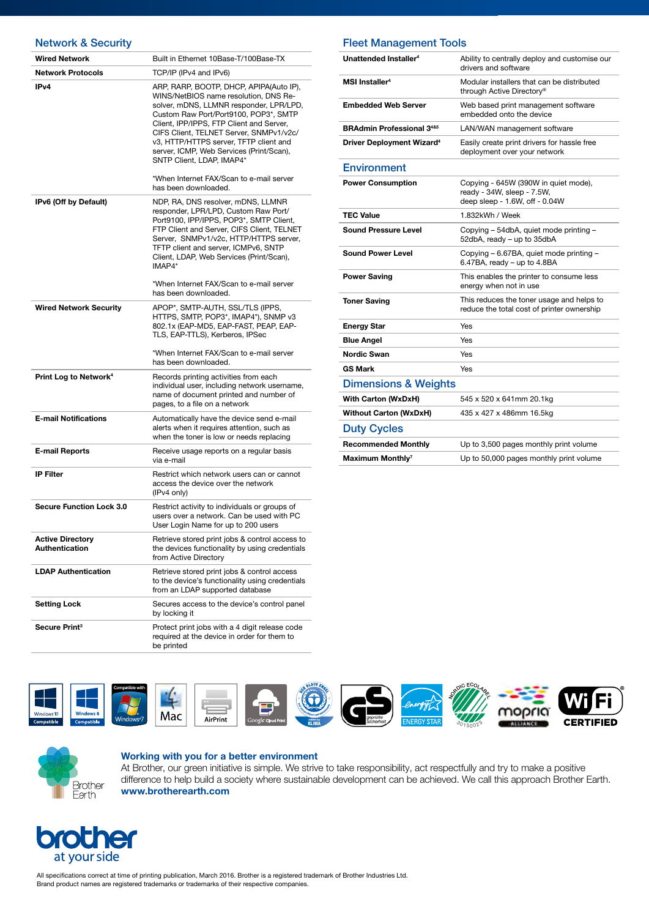## Network & Security

| | |
|---|---|
| **Wired Network** | Built in Ethernet 10Base-T/100Base-TX |
| **Network Protocols** | TCP/IP (IPv4 and IPv6) |
| **IPv4** | ARP, RARP, BOOTP, DHCP, APIPA(Auto IP), WINS/NetBIOS name resolution, DNS Re-solver, mDNS, LLMNR responder, LPR/LPD, Custom Raw Port/Port9100, POP3*, SMTP Client, IPP/IPPS, FTP Client and Server, CIFS Client, TELNET Server, SNMPv1/v2c/v3, HTTP/HTTPS server, TFTP client and server, ICMP, Web Services (Print/Scan), SNTP Client, LDAP, IMAP4* <br><br> *When Internet FAX/Scan to e-mail server has been downloaded. |
| **IPv6 (Off by Default)** | NDP, RA, DNS resolver, mDNS, LLMNR responder, LPR/LPD, Custom Raw Port/Port9100, IPP/IPPS, POP3*, SMTP Client, FTP Client and Server, CIFS Client, TELNET Server, SNMPv1/v2c, HTTP/HTTPS server, TFTP client and server, ICMPv6, SNTP Client, LDAP, Web Services (Print/Scan), IMAP4* <br><br> *When Internet FAX/Scan to e-mail server has been downloaded. |
| **Wired Network Security** | APOP*, SMTP-AUTH, SSL/TLS (IPPS, HTTPS, SMTP, POP3*, IMAP4*), SNMP v3 802.1x (EAP-MD5, EAP-FAST, PEAP, EAP-TLS, EAP-TTLS), Kerberos, IPSec <br><br> *When Internet FAX/Scan to e-mail server has been downloaded. |
| **Print Log to Network**[4] | Records printing activities from each individual user, including network username, name of document printed and number of pages, to a file on a network |
| **E-mail Notifications** | Automatically have the device send e-mail alerts when it requires attention, such as when the toner is low or needs replacing |
| **E-mail Reports** | Receive usage reports on a regular basis via e-mail |
| **IP Filter** | Restrict which network users can or cannot access the device over the network (IPv4 only) |
| **Secure Function Lock 3.0** | Restrict activity to individuals or groups of users over a network. Can be used with PC User Login Name for up to 200 users |
| **Active Directory Authentication** | Retrieve stored print jobs & control access to the devices functionality by using credentials from Active Directory |
| **LDAP Authentication** | Retrieve stored print jobs & control access to the device's functionality using credentials from an LDAP supported database |
| **Setting Lock** | Secures access to the device's control panel by locking it |
| **Secure Print**[3] | Protect print jobs with a 4 digit release code required at the device in order for them to be printed |

## Fleet Management Tools

| | |
|---|---|
| **Unattended Installer**[4] | Ability to centrally deploy and customise our drivers and software |
| **MSI Installer**[4] | Modular installers that can be distributed through Active Directory® |
| **Embedded Web Server** | Web based print management software embedded onto the device |
| **BRAdmin Professional 3**[4&5] | LAN/WAN management software |
| **Driver Deployment Wizard**[4] | Easily create print drivers for hassle free deployment over your network |

## Environment

| | |
|---|---|
| **Power Consumption** | Copying - 645W (390W in quiet mode), ready - 34W, sleep - 7.5W, deep sleep - 1.6W, off - 0.04W |
| **TEC Value** | 1.832kWh / Week |
| **Sound Pressure Level** | Copying – 54dbA, quiet mode printing – 52dbA, ready – up to 35dbA |
| **Sound Power Level** | Copying – 6.67BA, quiet mode printing – 6.47BA, ready – up to 4.8BA |
| **Power Saving** | This enables the printer to consume less energy when not in use |
| **Toner Saving** | This reduces the toner usage and helps to reduce the total cost of printer ownership |
| **Energy Star** | Yes |
| **Blue Angel** | Yes |
| **Nordic Swan** | Yes |
| **GS Mark** | Yes |

## Dimensions & Weights

| | |
|---|---|
| **With Carton (WxDxH)** | 545 x 520 x 641mm 20.1kg |
| **Without Carton (WxDxH)** | 435 x 427 x 486mm 16.5kg |

## Duty Cycles

| | |
|---|---|
| **Recommended Monthly** | Up to 3,500 pages monthly print volume |
| **Maximum Monthly**[7] | Up to 50,000 pages monthly print volume |

**Working with you for a better environment**

At Brother, our green initiative is simple. We strive to take responsibility, act respectfully and try to make a positive difference to help build a society where sustainable development can be achieved. We call this approach Brother Earth.

**www.brotherearth.com**

All specifications correct at time of printing publication, March 2016. Brother is a registered trademark of Brother Industries Ltd. Brand product names are registered trademarks or trademarks of their respective companies.